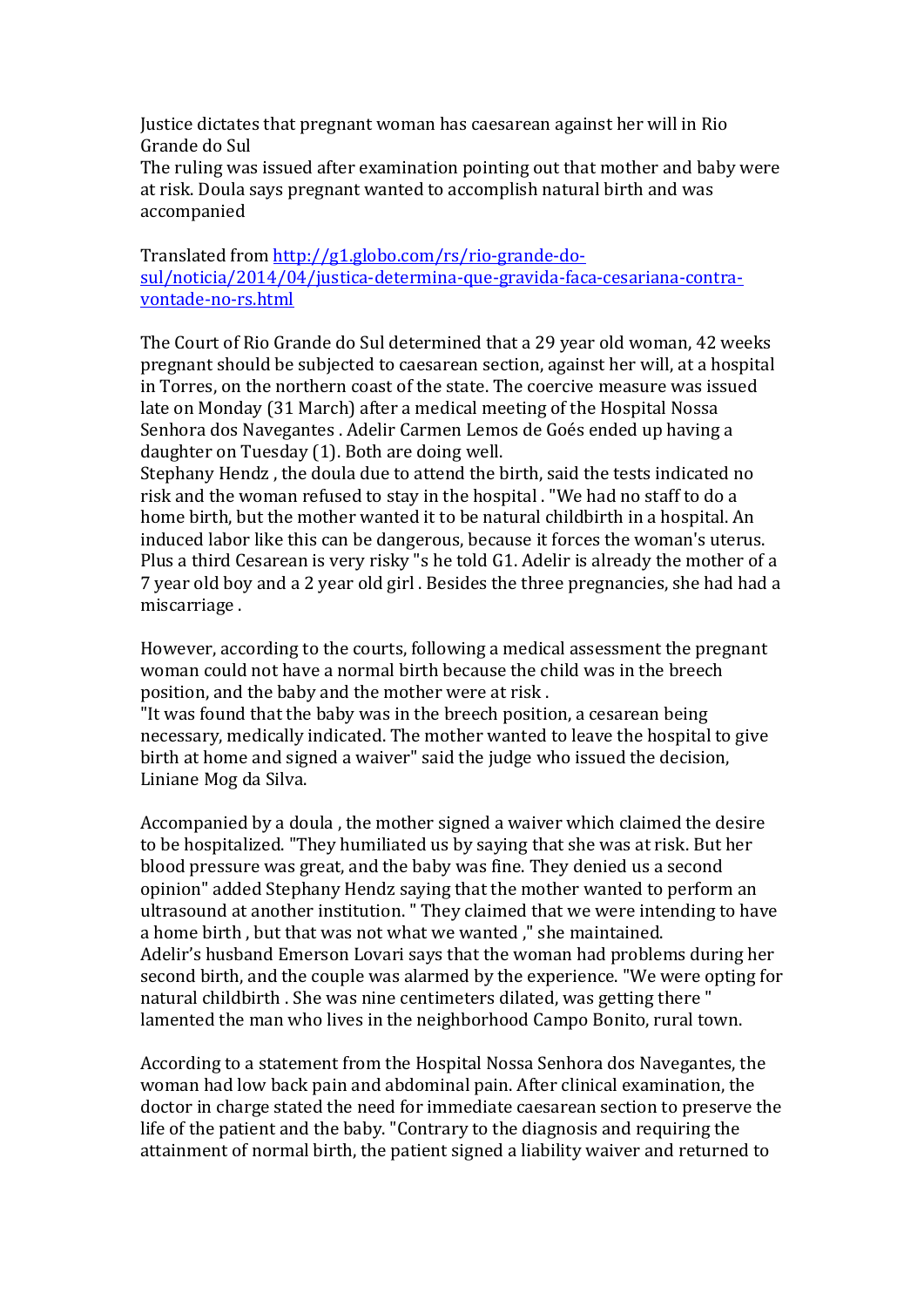Justice dictates that pregnant woman has caesarean against her will in Rio Grande do Sul

The ruling was issued after examination pointing out that mother and baby were at risk. Doula says pregnant wanted to accomplish natural birth and was accompanied

Translated from [http://g1.globo.com/rs/rio-grande-do-sul/noticia/2014/04/justica-determina-que-gravida-faca-cesariana-contra-vontade-no-rs.html](http://g1.globo.com/rs/rio-grande-do-sul/noticia/2014/04/justica-determina-que-gravida-faca-cesariana-contra-vontade-no-rs.html)

The Court of Rio Grande do Sul determined that a 29 year old woman, 42 weeks pregnant should be subjected to caesarean section, against her will, at a hospital in Torres, on the northern coast of the state. The coercive measure was issued late on Monday (31 March) after a medical meeting of the Hospital Nossa Senhora dos Navegantes . Adelir Carmen Lemos de Goés ended up having a daughter on Tuesday (1). Both are doing well.

Stephany Hendz , the doula due to attend the birth, said the tests indicated no risk and the woman refused to stay in the hospital . "We had no staff to do a home birth, but the mother wanted it to be natural childbirth in a hospital. An induced labor like this can be dangerous, because it forces the woman's uterus. Plus a third Cesarean is very risky "s he told G1. Adelir is already the mother of a 7 year old boy and a 2 year old girl . Besides the three pregnancies, she had had a miscarriage .

However, according to the courts, following a medical assessment the pregnant woman could not have a normal birth because the child was in the breech position, and the baby and the mother were at risk .

"It was found that the baby was in the breech position, a cesarean being necessary, medically indicated. The mother wanted to leave the hospital to give birth at home and signed a waiver" said the judge who issued the decision, Liniane Mog da Silva.

Accompanied by a doula , the mother signed a waiver which claimed the desire to be hospitalized. "They humiliated us by saying that she was at risk. But her blood pressure was great, and the baby was fine. They denied us a second opinion" added Stephany Hendz saying that the mother wanted to perform an ultrasound at another institution. " They claimed that we were intending to have a home birth , but that was not what we wanted ," she maintained.

Adelir's husband Emerson Lovari says that the woman had problems during her second birth, and the couple was alarmed by the experience. "We were opting for natural childbirth . She was nine centimeters dilated, was getting there " lamented the man who lives in the neighborhood Campo Bonito, rural town.

According to a statement from the Hospital Nossa Senhora dos Navegantes, the woman had low back pain and abdominal pain. After clinical examination, the doctor in charge stated the need for immediate caesarean section to preserve the life of the patient and the baby. "Contrary to the diagnosis and requiring the attainment of normal birth, the patient signed a liability waiver and returned to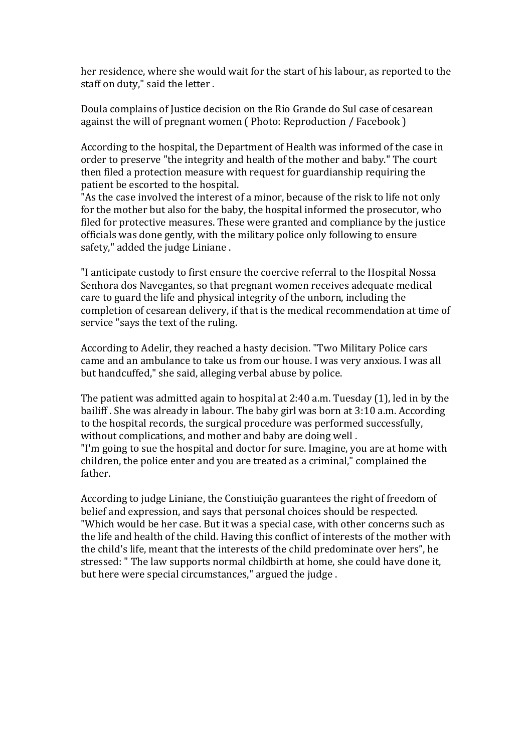her residence, where she would wait for the start of his labour, as reported to the staff on duty," said the letter .

Doula complains of Justice decision on the Rio Grande do Sul case of cesarean against the will of pregnant women ( Photo: Reproduction / Facebook )

According to the hospital, the Department of Health was informed of the case in order to preserve "the integrity and health of the mother and baby." The court then filed a protection measure with request for guardianship requiring the patient be escorted to the hospital.
"As the case involved the interest of a minor, because of the risk to life not only for the mother but also for the baby, the hospital informed the prosecutor, who filed for protective measures. These were granted and compliance by the justice officials was done gently, with the military police only following to ensure safety," added the judge Liniane .

"I anticipate custody to first ensure the coercive referral to the Hospital Nossa Senhora dos Navegantes, so that pregnant women receives adequate medical care to guard the life and physical integrity of the unborn, including the completion of cesarean delivery, if that is the medical recommendation at time of service "says the text of the ruling.

According to Adelir, they reached a hasty decision. "Two Military Police cars came and an ambulance to take us from our house. I was very anxious. I was all but handcuffed," she said, alleging verbal abuse by police.

The patient was admitted again to hospital at 2:40 a.m. Tuesday (1), led in by the bailiff . She was already in labour. The baby girl was born at 3:10 a.m. According to the hospital records, the surgical procedure was performed successfully, without complications, and mother and baby are doing well .
"I'm going to sue the hospital and doctor for sure. Imagine, you are at home with children, the police enter and you are treated as a criminal," complained the father.

According to judge Liniane, the Constiuição guarantees the right of freedom of belief and expression, and says that personal choices should be respected.
"Which would be her case. But it was a special case, with other concerns such as the life and health of the child. Having this conflict of interests of the mother with the child's life, meant that the interests of the child predominate over hers", he stressed: " The law supports normal childbirth at home, she could have done it, but here were special circumstances," argued the judge .